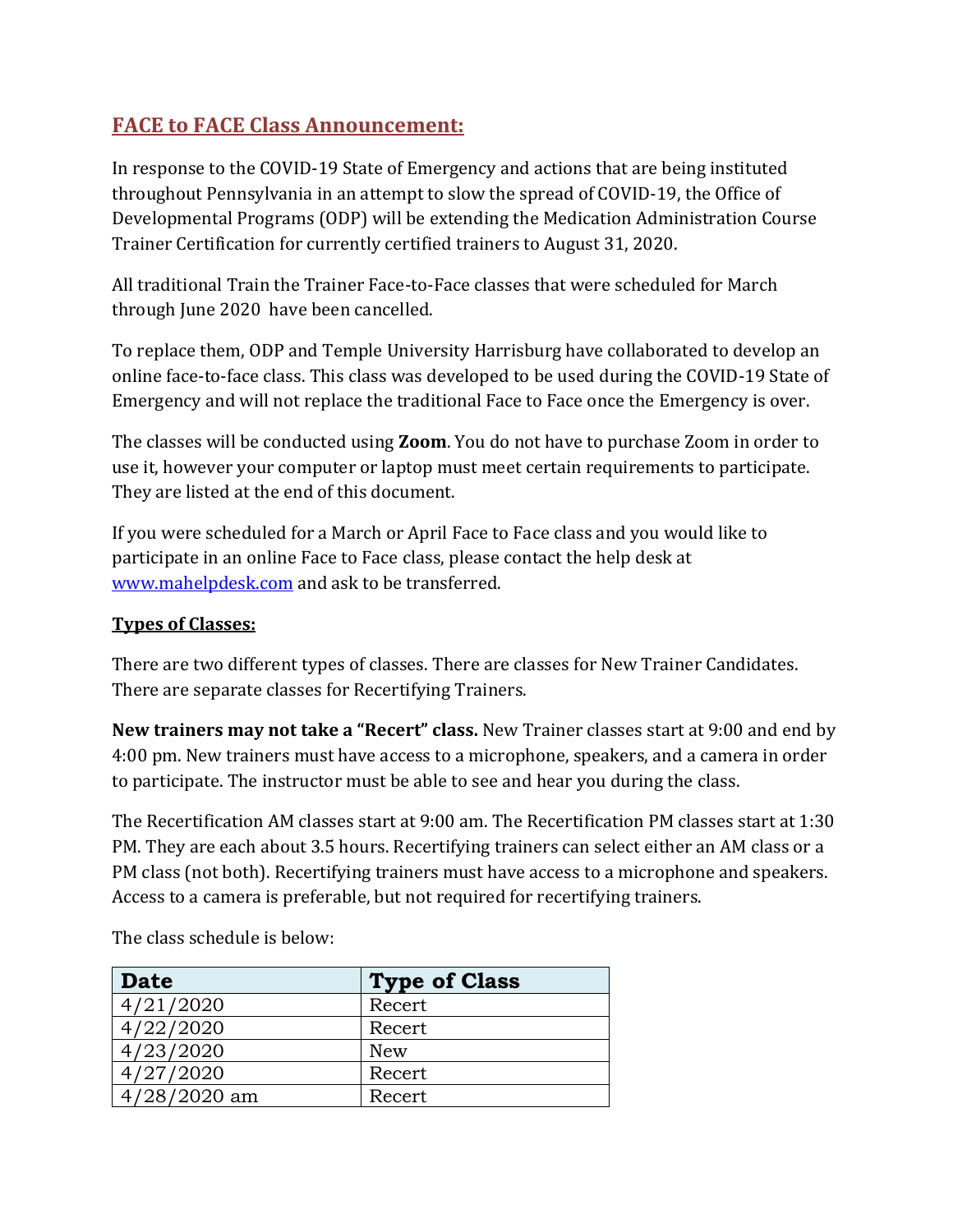## FACE to FACE Class Announcement:

In response to the COVID-19 State of Emergency and actions that are being instituted throughout Pennsylvania in an attempt to slow the spread of COVID-19, the Office of Developmental Programs (ODP) will be extending the Medication Administration Course Trainer Certification for currently certified trainers to August 31, 2020.

All traditional Train the Trainer Face-to-Face classes that were scheduled for March through June 2020 have been cancelled.

To replace them, ODP and Temple University Harrisburg have collaborated to develop an online face-to-face class. This class was developed to be used during the COVID-19 State of Emergency and will not replace the traditional Face to Face once the Emergency is over.

The classes will be conducted using **Zoom**. You do not have to purchase Zoom in order to use it, however your computer or laptop must meet certain requirements to participate. They are listed at the end of this document.

If you were scheduled for a March or April Face to Face class and you would like to participate in an online Face to Face class, please contact the help desk at [www.mahelpdesk.com](http://www.mahelpdesk.com) and ask to be transferred.

### Types of Classes:

There are two different types of classes. There are classes for New Trainer Candidates. There are separate classes for Recertifying Trainers.

**New trainers may not take a "Recert" class.** New Trainer classes start at 9:00 and end by 4:00 pm. New trainers must have access to a microphone, speakers, and a camera in order to participate. The instructor must be able to see and hear you during the class.

The Recertification AM classes start at 9:00 am. The Recertification PM classes start at 1:30 PM. They are each about 3.5 hours. Recertifying trainers can select either an AM class or a PM class (not both). Recertifying trainers must have access to a microphone and speakers. Access to a camera is preferable, but not required for recertifying trainers.

The class schedule is below:

| Date | Type of Class |
|---|---|
| 4/21/2020 | Recert |
| 4/22/2020 | Recert |
| 4/23/2020 | New |
| 4/27/2020 | Recert |
| 4/28/2020 am | Recert |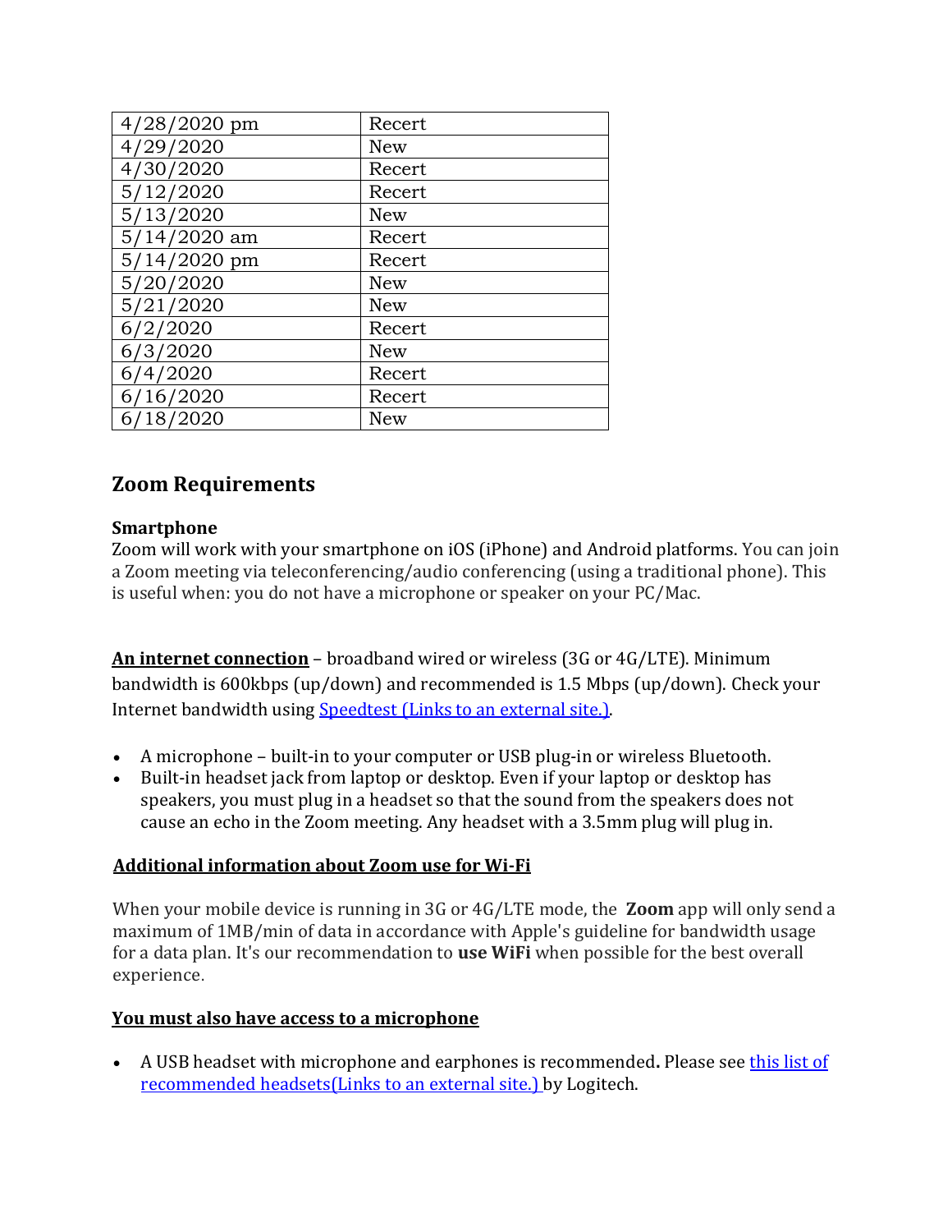| | |
|---|---|
| 4/28/2020 pm | Recert |
| 4/29/2020 | New |
| 4/30/2020 | Recert |
| 5/12/2020 | Recert |
| 5/13/2020 | New |
| 5/14/2020 am | Recert |
| 5/14/2020 pm | Recert |
| 5/20/2020 | New |
| 5/21/2020 | New |
| 6/2/2020 | Recert |
| 6/3/2020 | New |
| 6/4/2020 | Recert |
| 6/16/2020 | Recert |
| 6/18/2020 | New |

## Zoom Requirements

**Smartphone**
Zoom will work with your smartphone on iOS (iPhone) and Android platforms. You can join a Zoom meeting via teleconferencing/audio conferencing (using a traditional phone). This is useful when: you do not have a microphone or speaker on your PC/Mac.

**An internet connection** – broadband wired or wireless (3G or 4G/LTE). Minimum bandwidth is 600kbps (up/down) and recommended is 1.5 Mbps (up/down). Check your Internet bandwidth using [Speedtest (Links to an external site.)](#).

- A microphone – built-in to your computer or USB plug-in or wireless Bluetooth.
- Built-in headset jack from laptop or desktop. Even if your laptop or desktop has speakers, you must plug in a headset so that the sound from the speakers does not cause an echo in the Zoom meeting. Any headset with a 3.5mm plug will plug in.

**Additional information about Zoom use for Wi-Fi**

When your mobile device is running in 3G or 4G/LTE mode, the **Zoom** app will only send a maximum of 1MB/min of data in accordance with Apple's guideline for bandwidth usage for a data plan. It's our recommendation to **use WiFi** when possible for the best overall experience.

**You must also have access to a microphone**

- A USB headset with microphone and earphones is recommended**.** Please see [this list of recommended headsets(Links to an external site.)](#) by Logitech.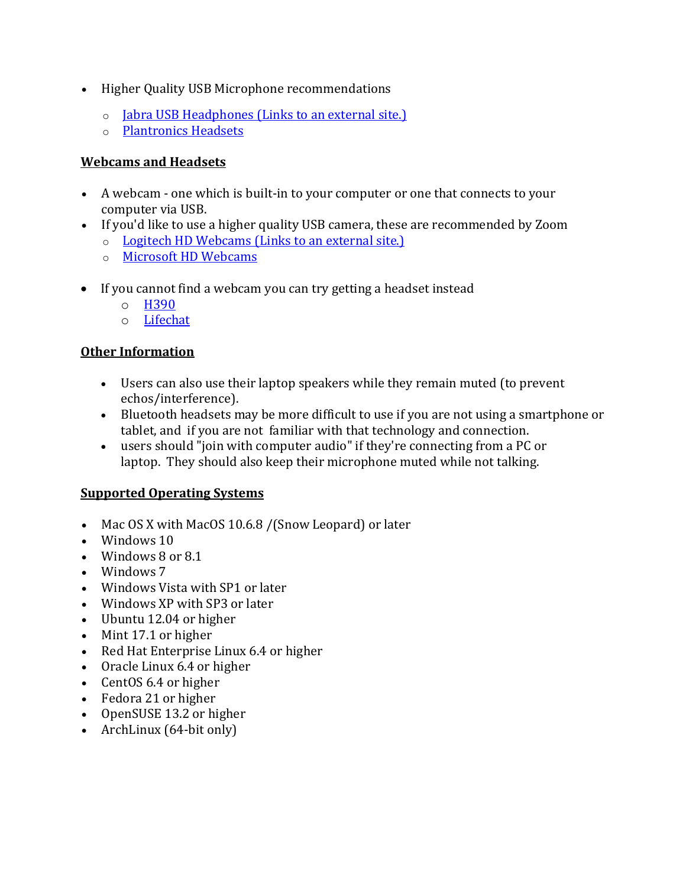- Higher Quality USB Microphone recommendations
  - Jabra USB Headphones (Links to an external site.)
  - Plantronics Headsets

**Webcams and Headsets**

- A webcam - one which is built-in to your computer or one that connects to your computer via USB.
- If you'd like to use a higher quality USB camera, these are recommended by Zoom
  - Logitech HD Webcams (Links to an external site.)
  - Microsoft HD Webcams

- If you cannot find a webcam you can try getting a headset instead
  - H390
  - Lifechat

**Other Information**

- Users can also use their laptop speakers while they remain muted (to prevent echos/interference).
- Bluetooth headsets may be more difficult to use if you are not using a smartphone or tablet, and if you are not familiar with that technology and connection.
- users should "join with computer audio" if they're connecting from a PC or laptop. They should also keep their microphone muted while not talking.

**Supported Operating Systems**

- Mac OS X with MacOS 10.6.8 /(Snow Leopard) or later
- Windows 10
- Windows 8 or 8.1
- Windows 7
- Windows Vista with SP1 or later
- Windows XP with SP3 or later
- Ubuntu 12.04 or higher
- Mint 17.1 or higher
- Red Hat Enterprise Linux 6.4 or higher
- Oracle Linux 6.4 or higher
- CentOS 6.4 or higher
- Fedora 21 or higher
- OpenSUSE 13.2 or higher
- ArchLinux (64-bit only)